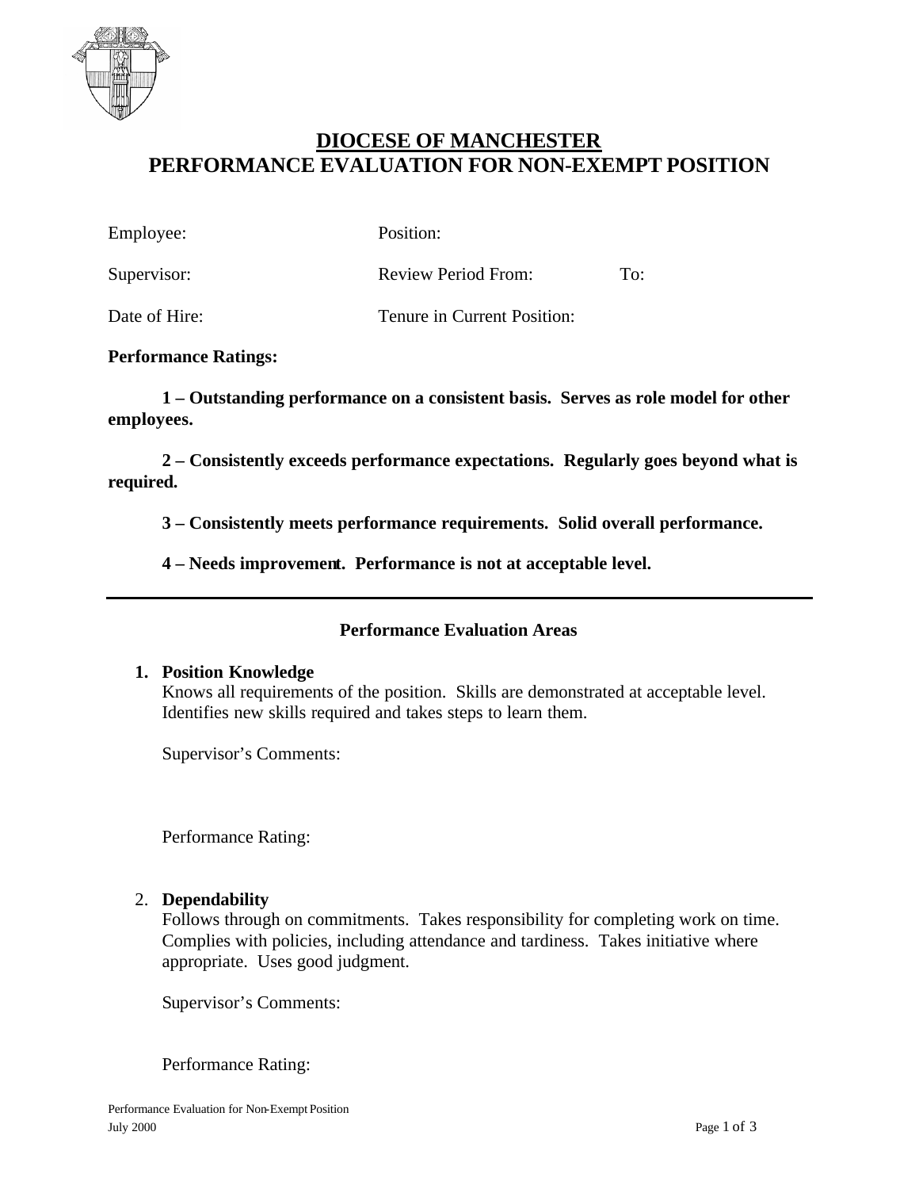# DIOCESE OF MANCHESTER
# PERFORMANCE EVALUATION FOR NON-EXEMPT POSITION

Employee: Position:

Supervisor: Review Period From: To:

Date of Hire: Tenure in Current Position:

**Performance Ratings:**

**1 – Outstanding performance on a consistent basis. Serves as role model for other employees.**

**2 – Consistently exceeds performance expectations. Regularly goes beyond what is required.**

**3 – Consistently meets performance requirements. Solid overall performance.**

**4 – Needs improvement. Performance is not at acceptable level.**

---

**Performance Evaluation Areas**

1. **Position Knowledge**
   Knows all requirements of the position. Skills are demonstrated at acceptable level. Identifies new skills required and takes steps to learn them.

   Supervisor's Comments:

   Performance Rating:

2. **Dependability**
   Follows through on commitments. Takes responsibility for completing work on time. Complies with policies, including attendance and tardiness. Takes initiative where appropriate. Uses good judgment.

   Supervisor's Comments:

   Performance Rating: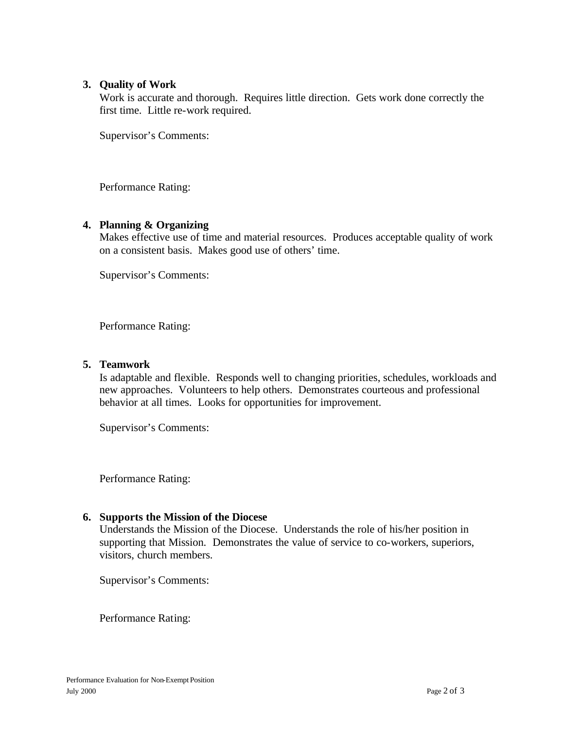3. **Quality of Work**
   Work is accurate and thorough. Requires little direction. Gets work done correctly the first time. Little re-work required.

   Supervisor's Comments:

   Performance Rating:

4. **Planning & Organizing**
   Makes effective use of time and material resources. Produces acceptable quality of work on a consistent basis. Makes good use of others' time.

   Supervisor's Comments:

   Performance Rating:

5. **Teamwork**
   Is adaptable and flexible. Responds well to changing priorities, schedules, workloads and new approaches. Volunteers to help others. Demonstrates courteous and professional behavior at all times. Looks for opportunities for improvement.

   Supervisor's Comments:

   Performance Rating:

6. **Supports the Mission of the Diocese**
   Understands the Mission of the Diocese. Understands the role of his/her position in supporting that Mission. Demonstrates the value of service to co-workers, superiors, visitors, church members.

   Supervisor's Comments:

   Performance Rating: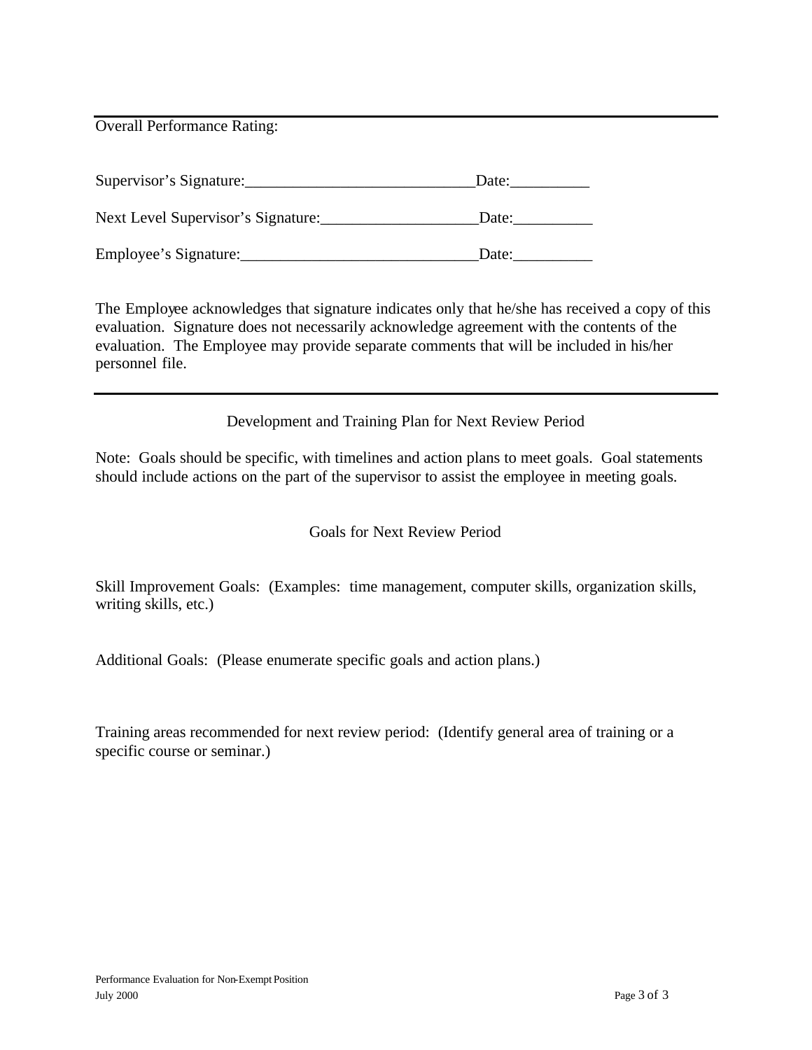Overall Performance Rating:

Supervisor's Signature:_____________________________Date:__________

Next Level Supervisor's Signature:____________________Date:__________

Employee's Signature:______________________________Date:__________

The Employee acknowledges that signature indicates only that he/she has received a copy of this evaluation. Signature does not necessarily acknowledge agreement with the contents of the evaluation. The Employee may provide separate comments that will be included in his/her personnel file.

---

Development and Training Plan for Next Review Period

Note: Goals should be specific, with timelines and action plans to meet goals. Goal statements should include actions on the part of the supervisor to assist the employee in meeting goals.

Goals for Next Review Period

Skill Improvement Goals: (Examples: time management, computer skills, organization skills, writing skills, etc.)

Additional Goals: (Please enumerate specific goals and action plans.)

Training areas recommended for next review period: (Identify general area of training or a specific course or seminar.)